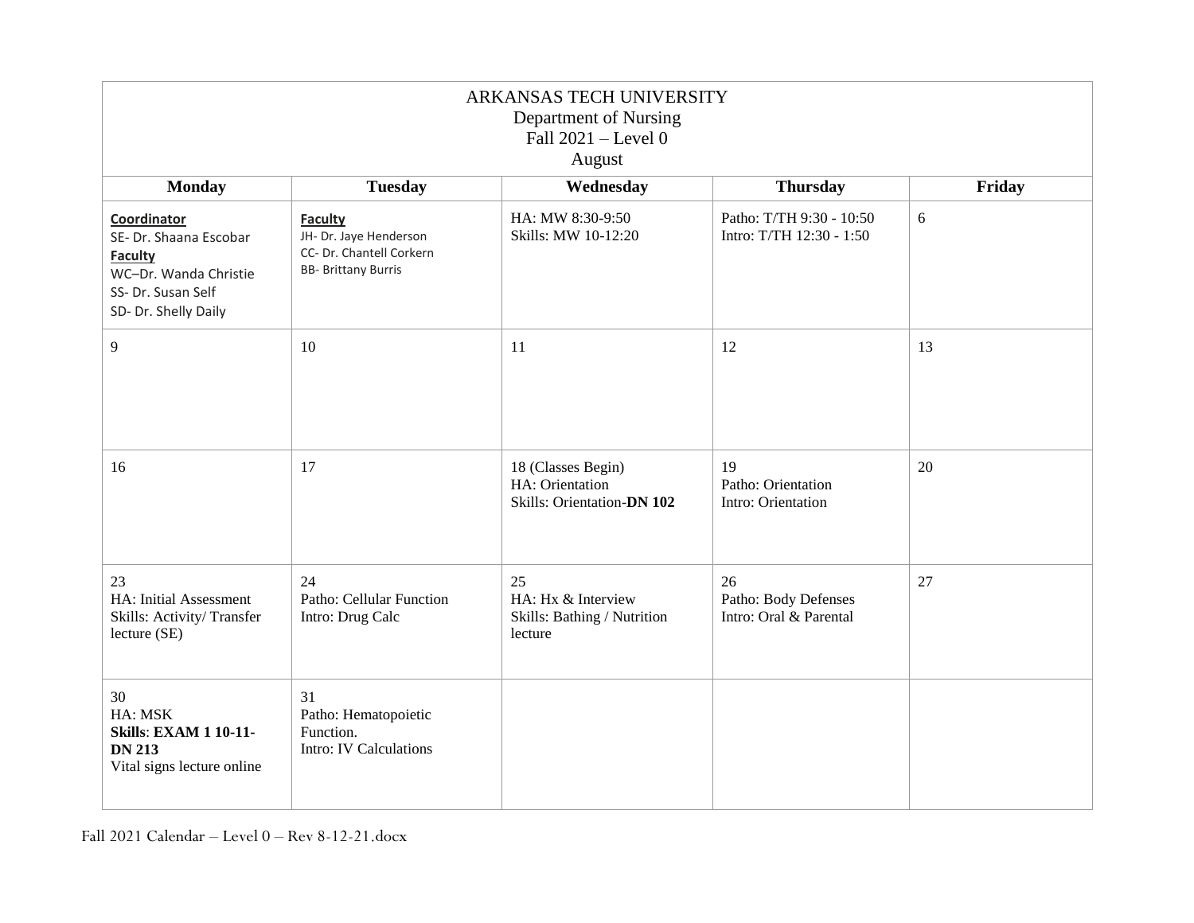# ARKANSAS TECH UNIVERSITY

Department of Nursing

Fall 2021 – Level 0

August

| Monday | Tuesday | Wednesday | Thursday | Friday |
|---|---|---|---|---|
| **Coordinator**<br>SE- Dr. Shaana Escobar<br>**Faculty**<br>WC–Dr. Wanda Christie<br>SS- Dr. Susan Self<br>SD- Dr. Shelly Daily | **Faculty**<br>JH- Dr. Jaye Henderson<br>CC- Dr. Chantell Corkern<br>BB- Brittany Burris | HA: MW 8:30-9:50<br>Skills: MW 10-12:20 | Patho: T/TH 9:30 - 10:50<br>Intro: T/TH 12:30 - 1:50 | 6 |
| 9 | 10 | 11 | 12 | 13 |
| 16 | 17 | 18 (Classes Begin)<br>HA: Orientation<br>Skills: Orientation-**DN 102** | 19<br>Patho: Orientation<br>Intro: Orientation | 20 |
| 23<br>HA: Initial Assessment<br>Skills: Activity/ Transfer lecture (SE) | 24<br>Patho: Cellular Function<br>Intro: Drug Calc | 25<br>HA: Hx & Interview<br>Skills: Bathing / Nutrition lecture | 26<br>Patho: Body Defenses<br>Intro: Oral & Parental | 27 |
| 30<br>HA: MSK<br>**Skills**: **EXAM 1 10-11- DN 213**<br>Vital signs lecture online | 31<br>Patho: Hematopoietic Function.<br>Intro: IV Calculations | | | |

Fall 2021 Calendar – Level 0 – Rev 8-12-21.docx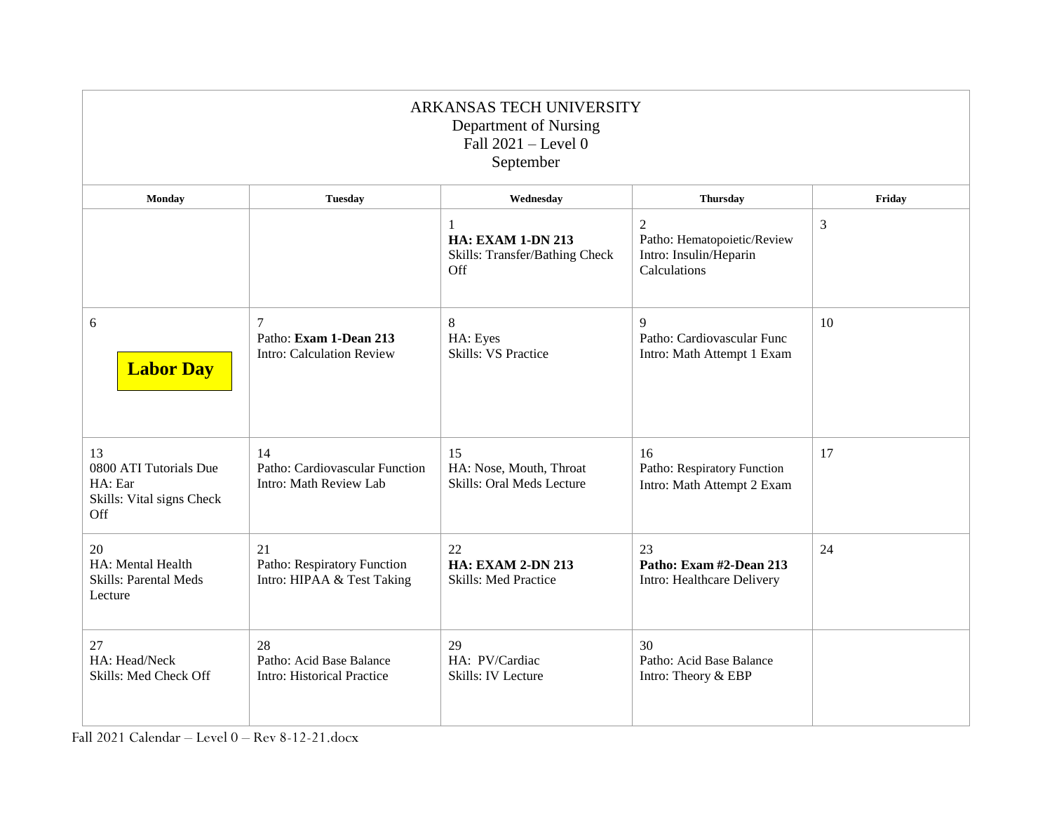# ARKANSAS TECH UNIVERSITY

Department of Nursing
Fall 2021 – Level 0
September

| Monday | Tuesday | Wednesday | Thursday | Friday |
|---|---|---|---|---|
| | | 1<br>**HA: EXAM 1-DN 213**<br>Skills: Transfer/Bathing Check Off | 2<br>Patho: Hematopoietic/Review<br>Intro: Insulin/Heparin Calculations | 3 |
| 6<br>**Labor Day** | 7<br>Patho: **Exam 1-Dean 213**<br>Intro: Calculation Review | 8<br>HA: Eyes<br>Skills: VS Practice | 9<br>Patho: Cardiovascular Func<br>Intro: Math Attempt 1 Exam | 10 |
| 13<br>0800 ATI Tutorials Due<br>HA: Ear<br>Skills: Vital signs Check Off | 14<br>Patho: Cardiovascular Function<br>Intro: Math Review Lab | 15<br>HA: Nose, Mouth, Throat<br>Skills: Oral Meds Lecture | 16<br>Patho: Respiratory Function<br>Intro: Math Attempt 2 Exam | 17 |
| 20<br>HA: Mental Health<br>Skills: Parental Meds Lecture | 21<br>Patho: Respiratory Function<br>Intro: HIPAA & Test Taking | 22<br>**HA: EXAM 2-DN 213**<br>Skills: Med Practice | 23<br>**Patho: Exam #2-Dean 213**<br>Intro: Healthcare Delivery | 24 |
| 27<br>HA: Head/Neck<br>Skills: Med Check Off | 28<br>Patho: Acid Base Balance<br>Intro: Historical Practice | 29<br>HA: PV/Cardiac<br>Skills: IV Lecture | 30<br>Patho: Acid Base Balance<br>Intro: Theory & EBP | |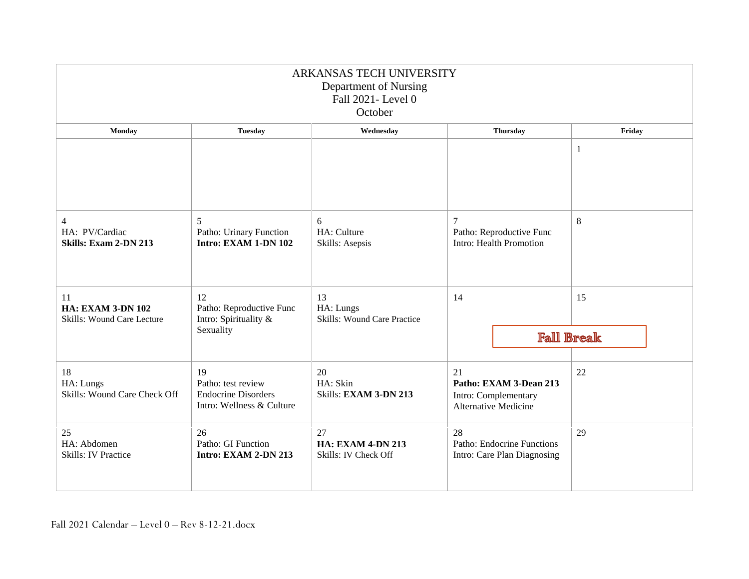# ARKANSAS TECH UNIVERSITY
## Department of Nursing
## Fall 2021- Level 0
## October

| Monday | Tuesday | Wednesday | Thursday | Friday |
|---|---|---|---|---|
| | | | | 1 |
| 4<br>HA: PV/Cardiac<br>**Skills: Exam 2-DN 213** | 5<br>Patho: Urinary Function<br>**Intro: EXAM 1-DN 102** | 6<br>HA: Culture<br>Skills: Asepsis | 7<br>Patho: Reproductive Func<br>Intro: Health Promotion | 8 |
| 11<br>**HA: EXAM 3-DN 102**<br>Skills: Wound Care Lecture | 12<br>Patho: Reproductive Func<br>Intro: Spirituality & Sexuality | 13<br>HA: Lungs<br>Skills: Wound Care Practice | 14<br>Fall Break | 15<br>Fall Break |
| 18<br>HA: Lungs<br>Skills: Wound Care Check Off | 19<br>Patho: test review<br>Endocrine Disorders<br>Intro: Wellness & Culture | 20<br>HA: Skin<br>Skills: **EXAM 3-DN 213** | 21<br>**Patho: EXAM 3-Dean 213**<br>Intro: Complementary Alternative Medicine | 22 |
| 25<br>HA: Abdomen<br>Skills: IV Practice | 26<br>Patho: GI Function<br>**Intro: EXAM 2-DN 213** | 27<br>**HA: EXAM 4-DN 213**<br>Skills: IV Check Off | 28<br>Patho: Endocrine Functions<br>Intro: Care Plan Diagnosing | 29 |

Fall 2021 Calendar – Level 0 – Rev 8-12-21.docx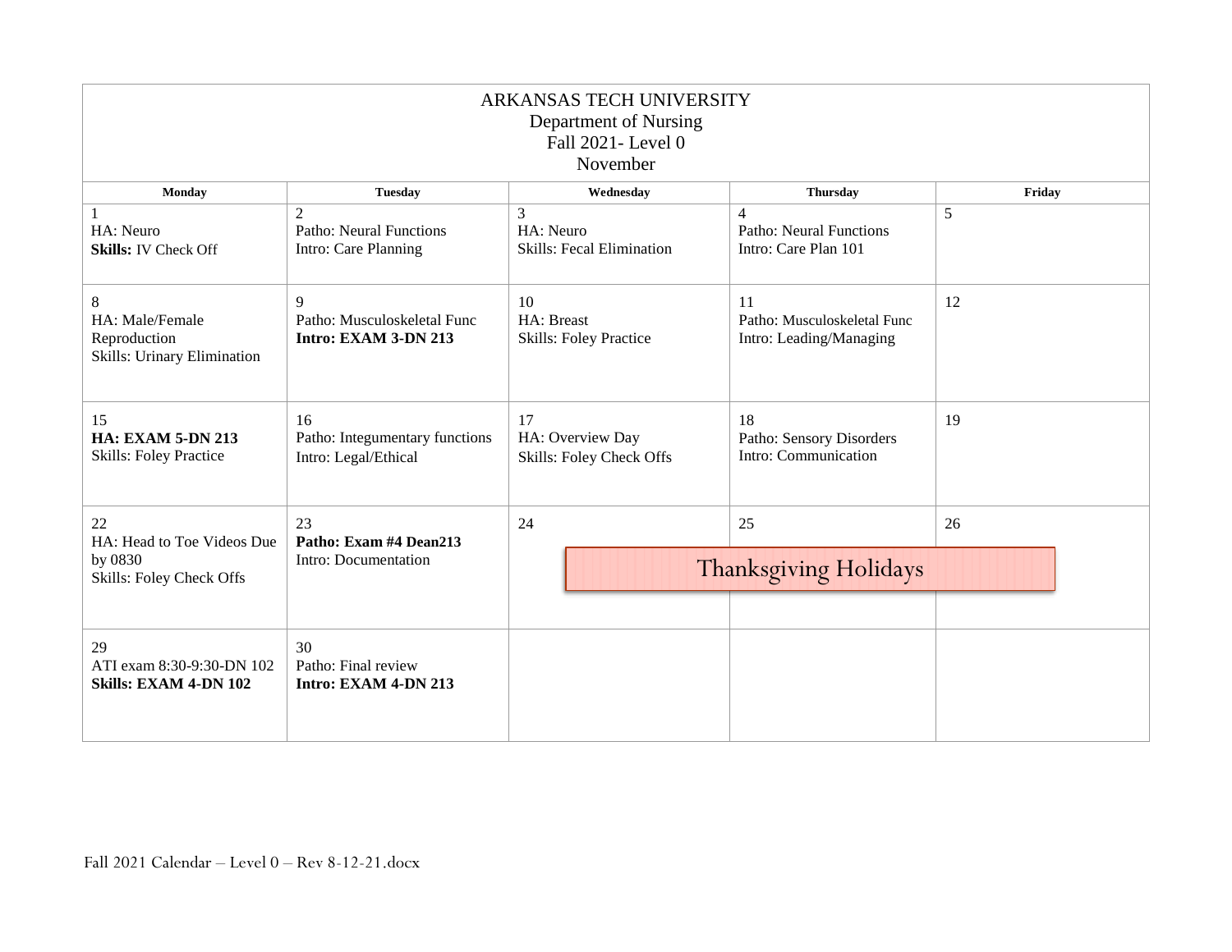# ARKANSAS TECH UNIVERSITY

Department of Nursing

Fall 2021- Level 0

November

| Monday | Tuesday | Wednesday | Thursday | Friday |
|---|---|---|---|---|
| 1<br>HA: Neuro<br>**Skills:** IV Check Off | 2<br>Patho: Neural Functions<br>Intro: Care Planning | 3<br>HA: Neuro<br>Skills: Fecal Elimination | 4<br>Patho: Neural Functions<br>Intro: Care Plan 101 | 5 |
| 8<br>HA: Male/Female Reproduction<br>Skills: Urinary Elimination | 9<br>Patho: Musculoskeletal Func<br>**Intro: EXAM 3-DN 213** | 10<br>HA: Breast<br>Skills: Foley Practice | 11<br>Patho: Musculoskeletal Func<br>Intro: Leading/Managing | 12 |
| 15<br>**HA: EXAM 5-DN 213**<br>Skills: Foley Practice | 16<br>Patho: Integumentary functions<br>Intro: Legal/Ethical | 17<br>HA: Overview Day<br>Skills: Foley Check Offs | 18<br>Patho: Sensory Disorders<br>Intro: Communication | 19 |
| 22<br>HA: Head to Toe Videos Due by 0830<br>Skills: Foley Check Offs | 23<br>**Patho: Exam #4 Dean213**<br>Intro: Documentation | 24<br>Thanksgiving Holidays | 25<br>Thanksgiving Holidays | 26<br>Thanksgiving Holidays |
| 29<br>ATI exam 8:30-9:30-DN 102<br>**Skills: EXAM 4-DN 102** | 30<br>Patho: Final review<br>**Intro: EXAM 4-DN 213** | | | |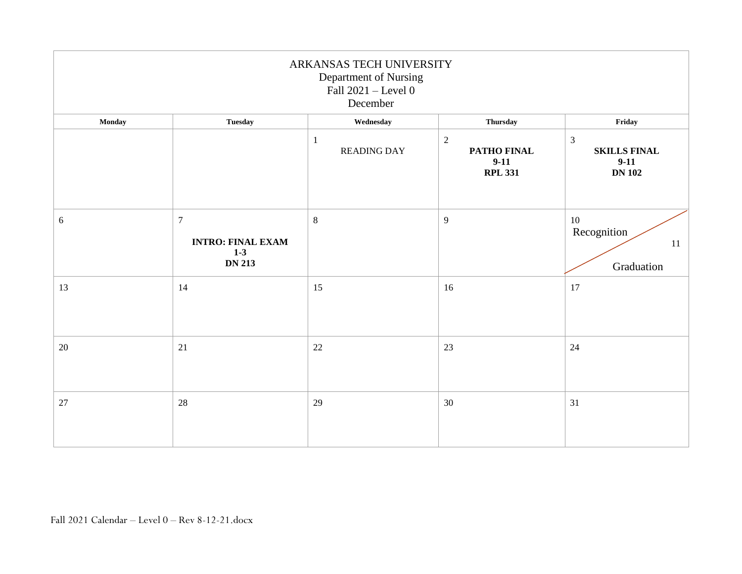ARKANSAS TECH UNIVERSITY
Department of Nursing
Fall 2021 – Level 0
December

| Monday | Tuesday | Wednesday | Thursday | Friday |
|---|---|---|---|---|
| | | 1 READING DAY | 2 **PATHO FINAL 9-11 RPL 331** | 3 **SKILLS FINAL 9-11 DN 102** |
| 6 | 7 **INTRO: FINAL EXAM 1-3 DN 213** | 8 | 9 | 10 Recognition / 11 Graduation |
| 13 | 14 | 15 | 16 | 17 |
| 20 | 21 | 22 | 23 | 24 |
| 27 | 28 | 29 | 30 | 31 |

Fall 2021 Calendar – Level 0 – Rev 8-12-21.docx